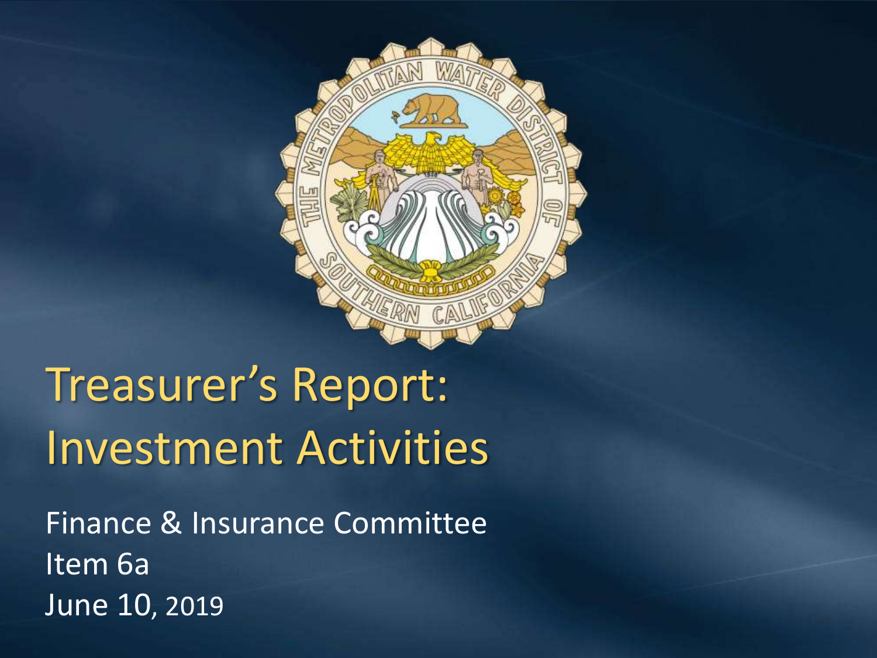# Treasurer's Report: Investment Activities

Finance & Insurance Committee

Item 6a

June 10, 2019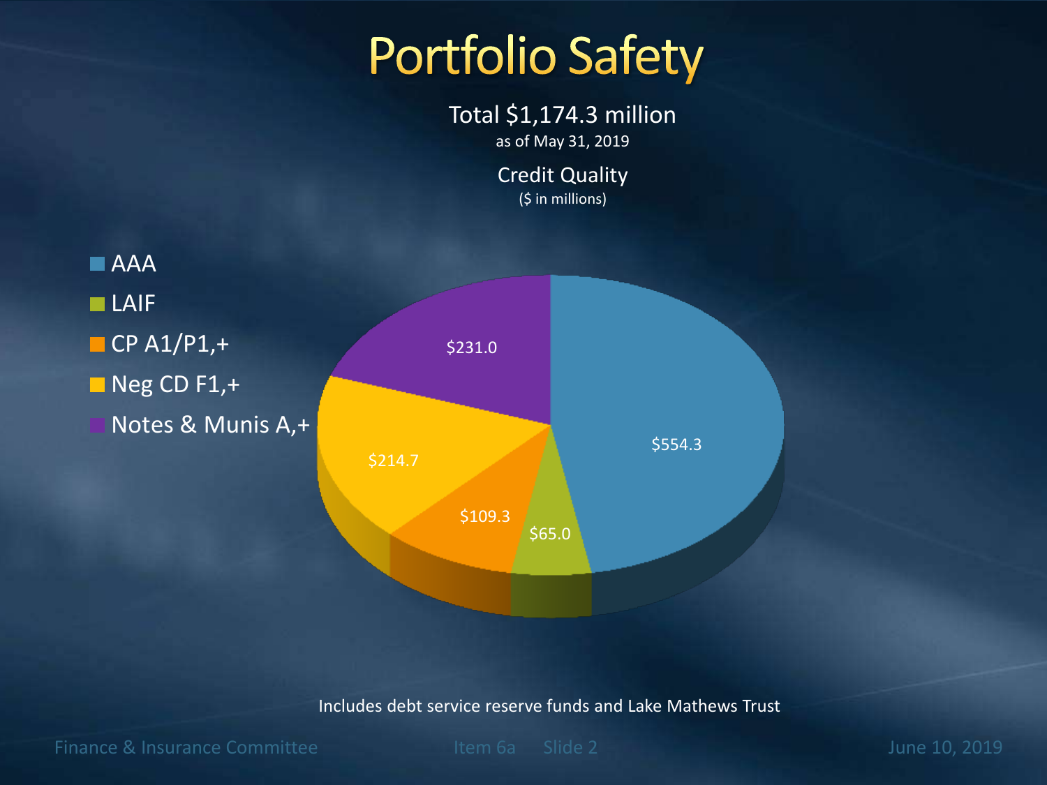# Portfolio Safety

Total $1,174.3 million
as of May 31, 2019

Credit Quality
($ in millions)

| Category | Amount |
|---|---|
| AAA | $554.3 |
| LAIF | $65.0 |
| CP A1/P1,+ | $109.3 |
| Neg CD F1,+ | $214.7 |
| Notes & Munis A,+ | $231.0 |

Includes debt service reserve funds and Lake Mathews Trust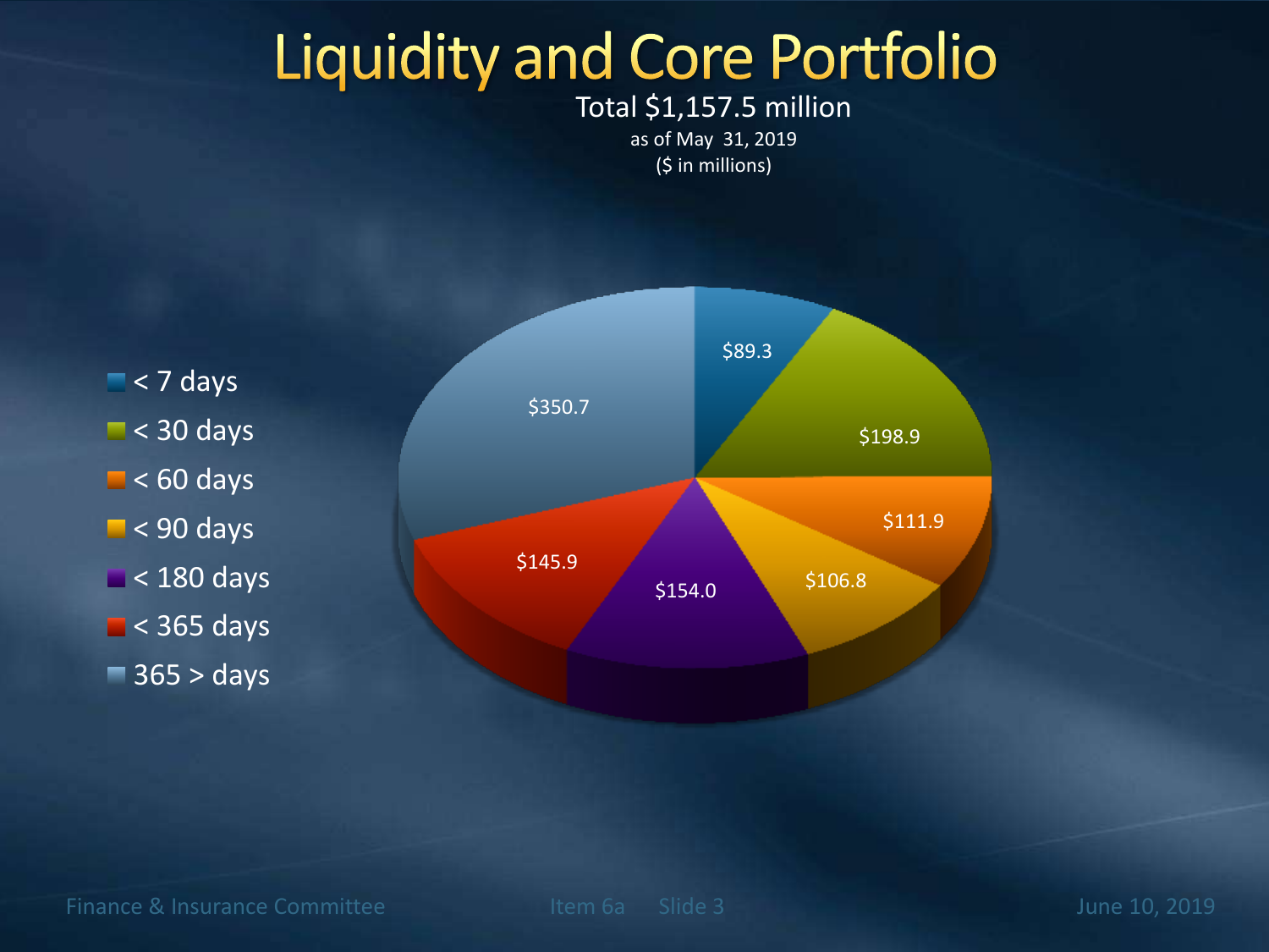# Liquidity and Core Portfolio

Total $1,157.5 million

as of May 31, 2019

($ in millions)

| Maturity | Amount |
| --- | --- |
| < 7 days | $89.3 |
| < 30 days | $198.9 |
| < 60 days | $111.9 |
| < 90 days | $106.8 |
| < 180 days | $154.0 |
| < 365 days | $145.9 |
| 365 > days | $350.7 |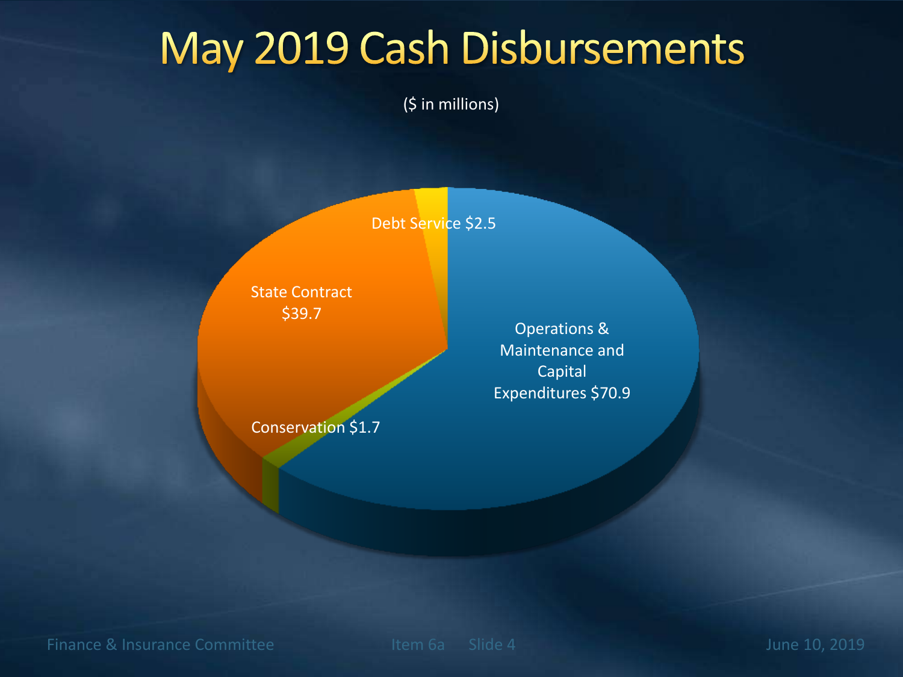# May 2019 Cash Disbursements

($ in millions)

- Operations & Maintenance and Capital Expenditures $70.9
- State Contract $39.7
- Debt Service $2.5
- Conservation $1.7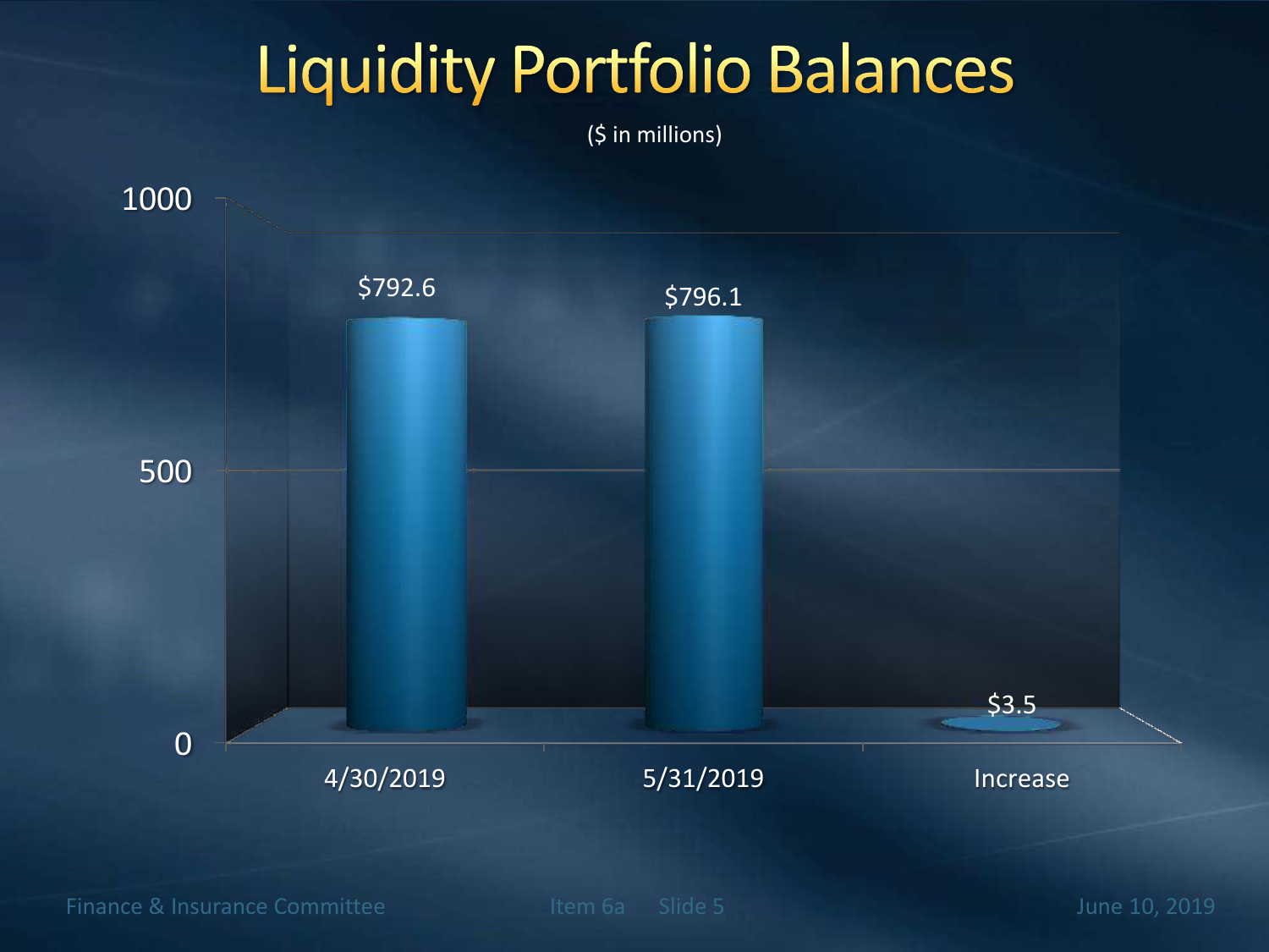# Liquidity Portfolio Balances

($ in millions)

| | 4/30/2019 | 5/31/2019 | Increase |
|---|---|---|---|
| Balance | $792.6 | $796.1 | $3.5 |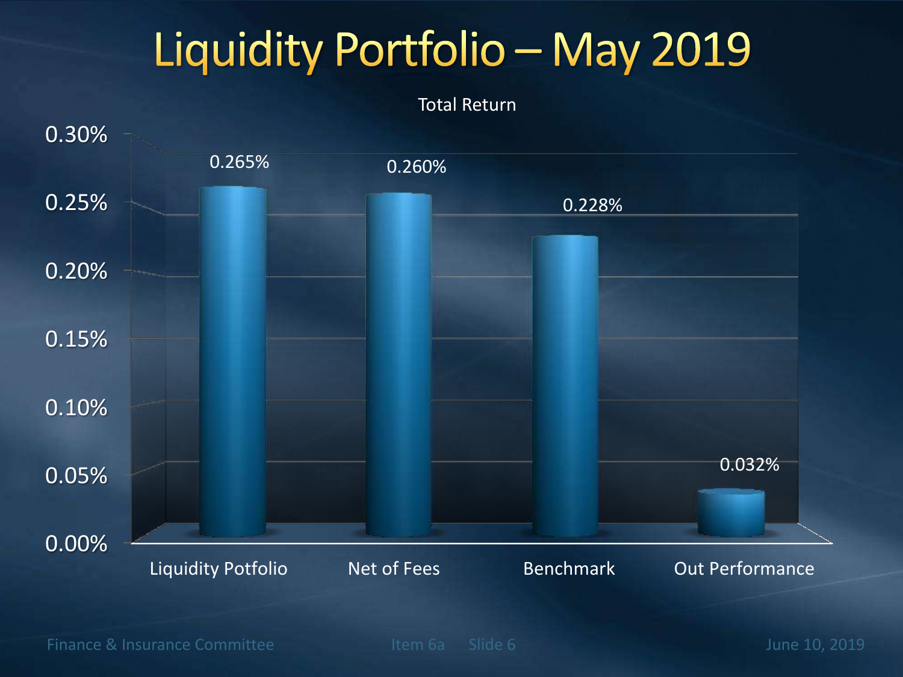# Liquidity Portfolio – May 2019

Total Return

| | Liquidity Potfolio | Net of Fees | Benchmark | Out Performance |
|---|---|---|---|---|
| Total Return | 0.265% | 0.260% | 0.228% | 0.032% |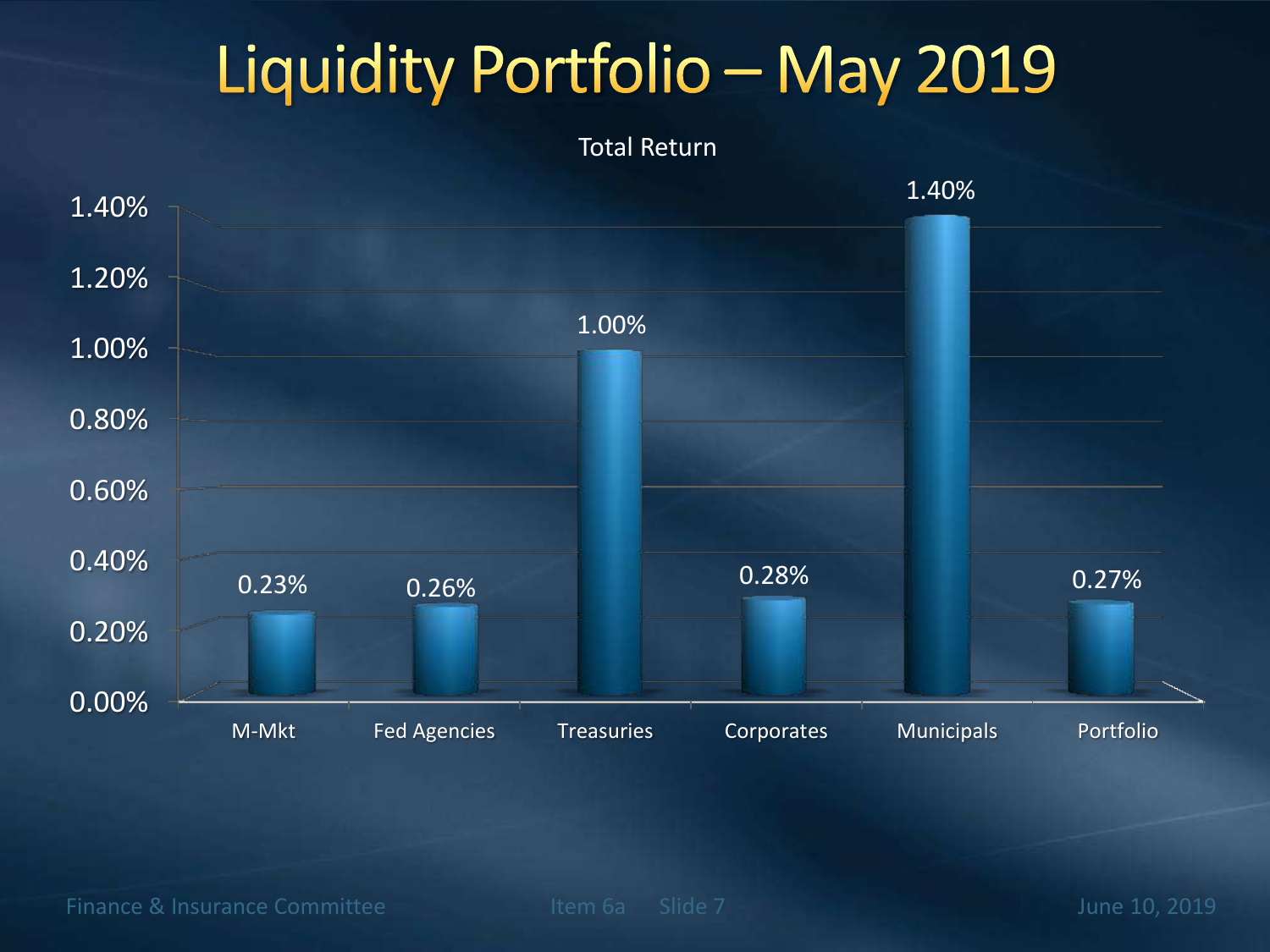# Liquidity Portfolio – May 2019

Total Return

| Category | Total Return |
|---|---|
| M-Mkt | 0.23% |
| Fed Agencies | 0.26% |
| Treasuries | 1.00% |
| Corporates | 0.28% |
| Municipals | 1.40% |
| Portfolio | 0.27% |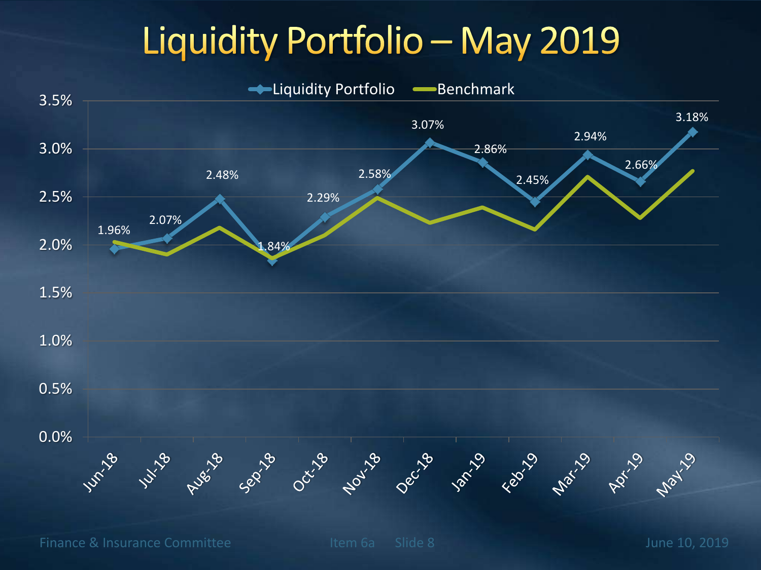# Liquidity Portfolio – May 2019

Liquidity Portfolio | Benchmark

| Month | Liquidity Portfolio |
|---|---|
| Jun-18 | 1.96% |
| Jul-18 | 2.07% |
| Aug-18 | 2.48% |
| Sep-18 | 1.84% |
| Oct-18 | 2.29% |
| Nov-18 | 2.58% |
| Dec-18 | 3.07% |
| Jan-19 | 2.86% |
| Feb-19 | 2.45% |
| Mar-19 | 2.94% |
| Apr-19 | 2.66% |
| May-19 | 3.18% |

Finance & Insurance Committee Item 6a Slide 8 June 10, 2019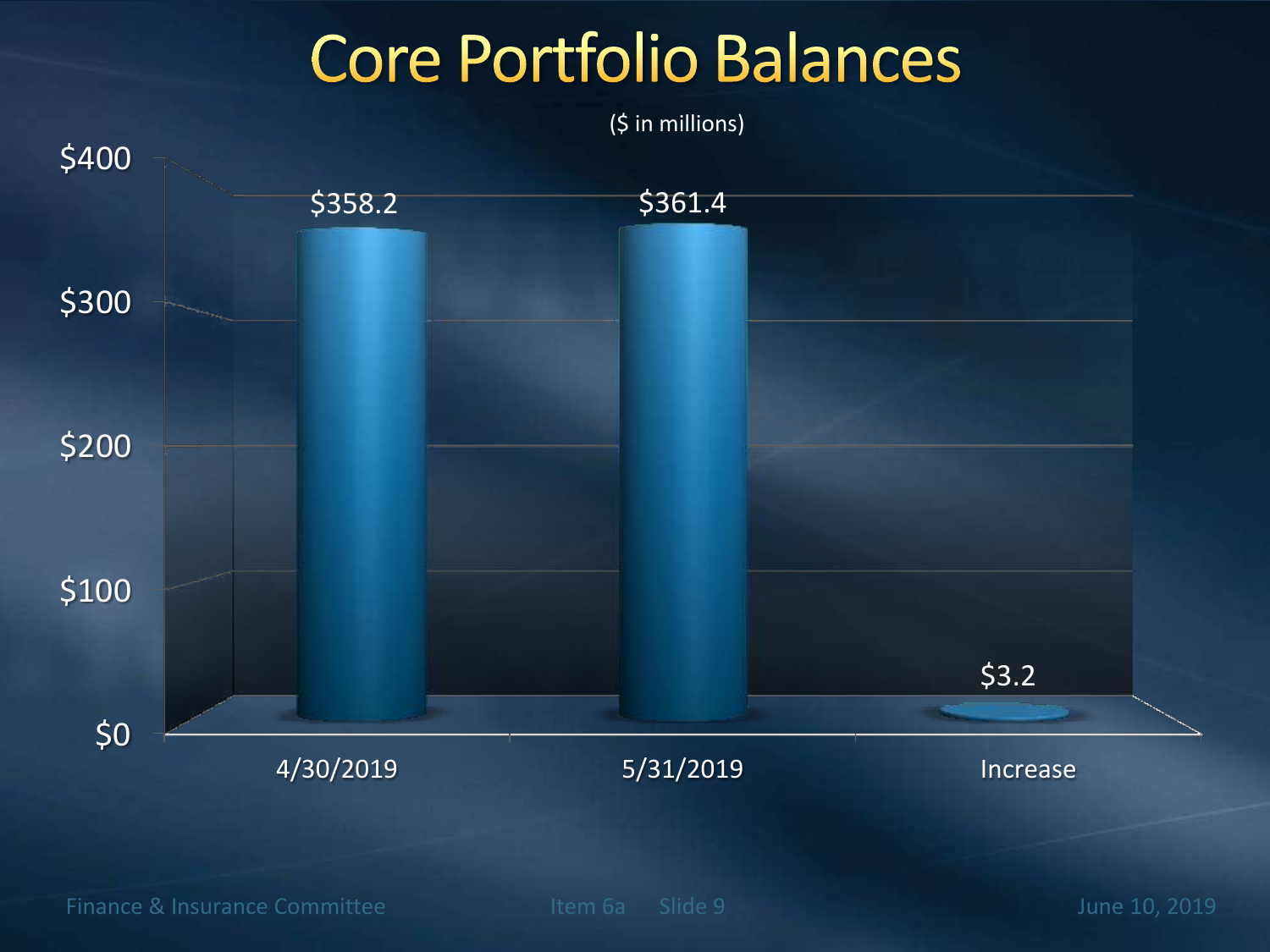# Core Portfolio Balances

($ in millions)

| | Balance |
|---|---|
| 4/30/2019 | $358.2 |
| 5/31/2019 | $361.4 |
| Increase | $3.2 |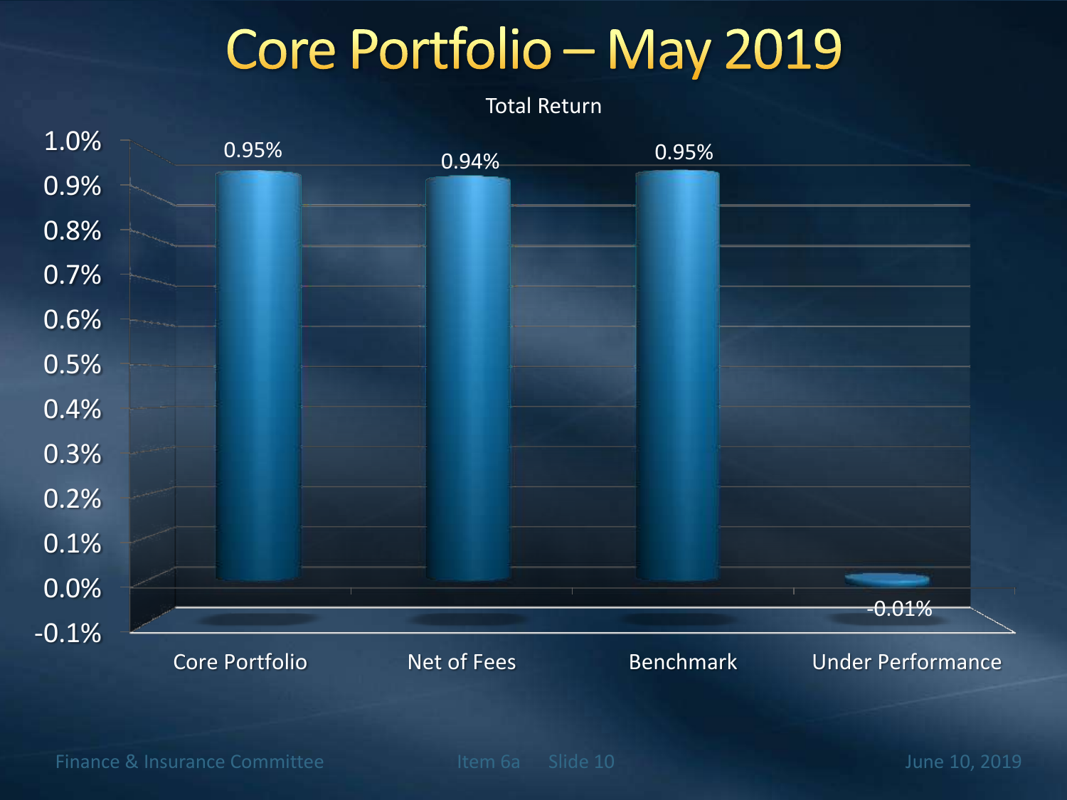# Core Portfolio – May 2019

Total Return

| | Core Portfolio | Net of Fees | Benchmark | Under Performance |
|---|---|---|---|---|
| Total Return | 0.95% | 0.94% | 0.95% | -0.01% |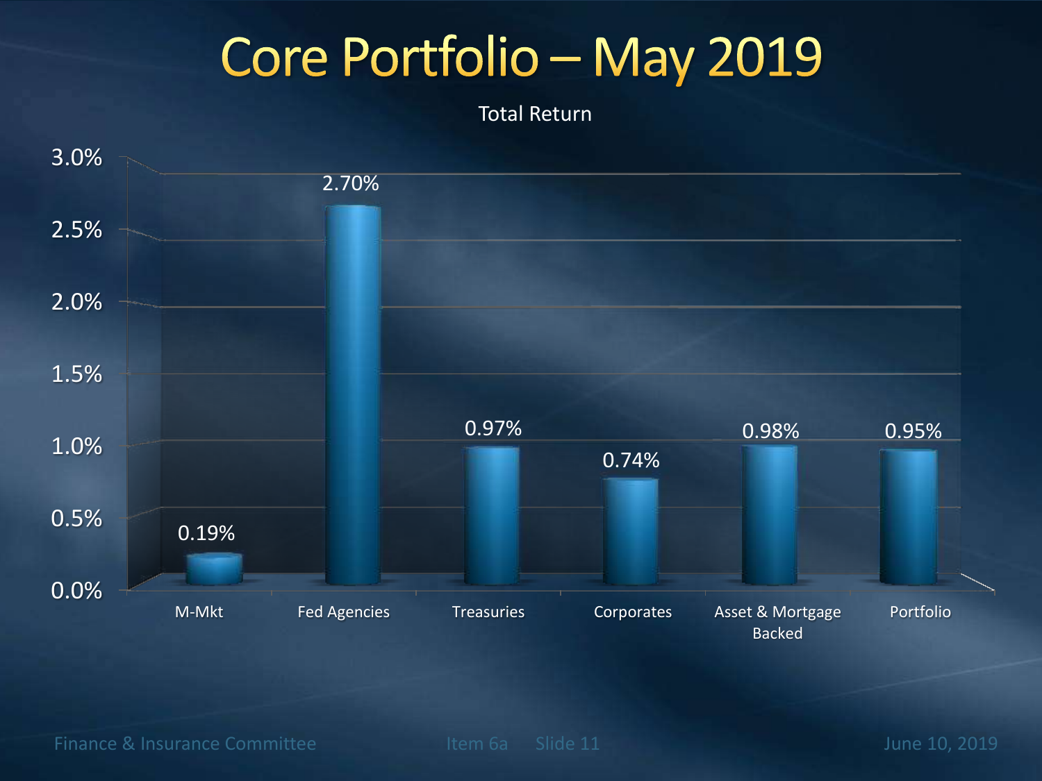# Core Portfolio – May 2019

Total Return

| Category | Total Return |
|---|---|
| M-Mkt | 0.19% |
| Fed Agencies | 2.70% |
| Treasuries | 0.97% |
| Corporates | 0.74% |
| Asset & Mortgage Backed | 0.98% |
| Portfolio | 0.95% |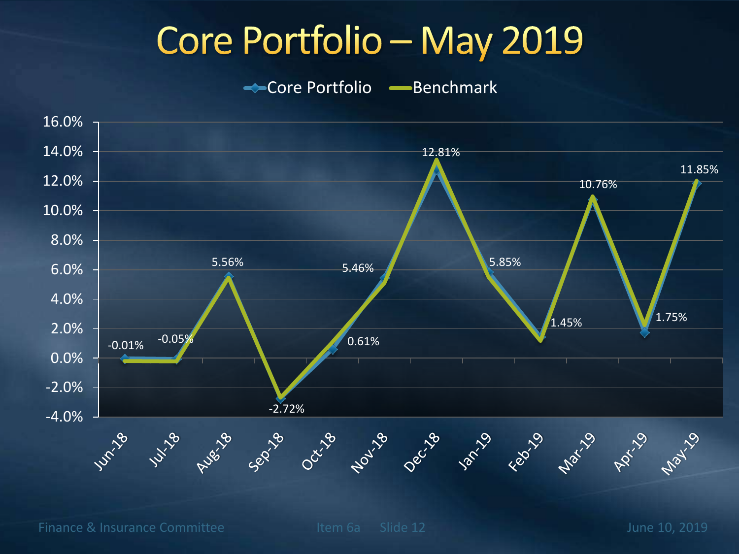# Core Portfolio – May 2019

Core Portfolio | Benchmark

| Month | Core Portfolio |
|---|---|
| Jun-18 | -0.01% |
| Jul-18 | -0.05% |
| Aug-18 | 5.56% |
| Sep-18 | -2.72% |
| Oct-18 | 0.61% |
| Nov-18 | 5.46% |
| Dec-18 | 12.81% |
| Jan-19 | 5.85% |
| Feb-19 | 1.45% |
| Mar-19 | 10.76% |
| Apr-19 | 1.75% |
| May-19 | 11.85% |

Finance & Insurance Committee Item 6a Slide 12 June 10, 2019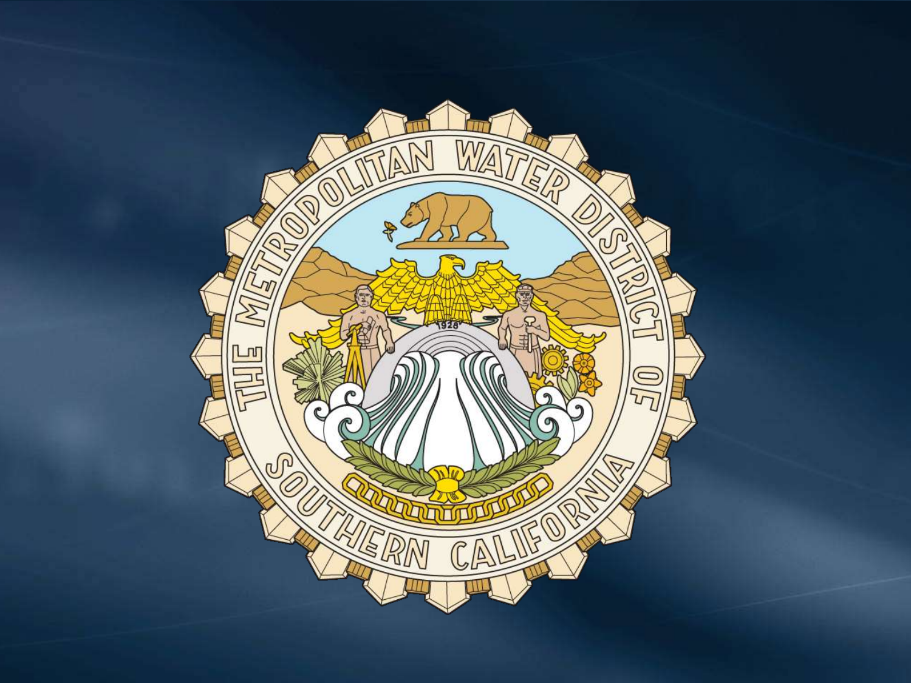THE METROPOLITAN WATER DISTRICT OF SOUTHERN CALIFORNIA

1928